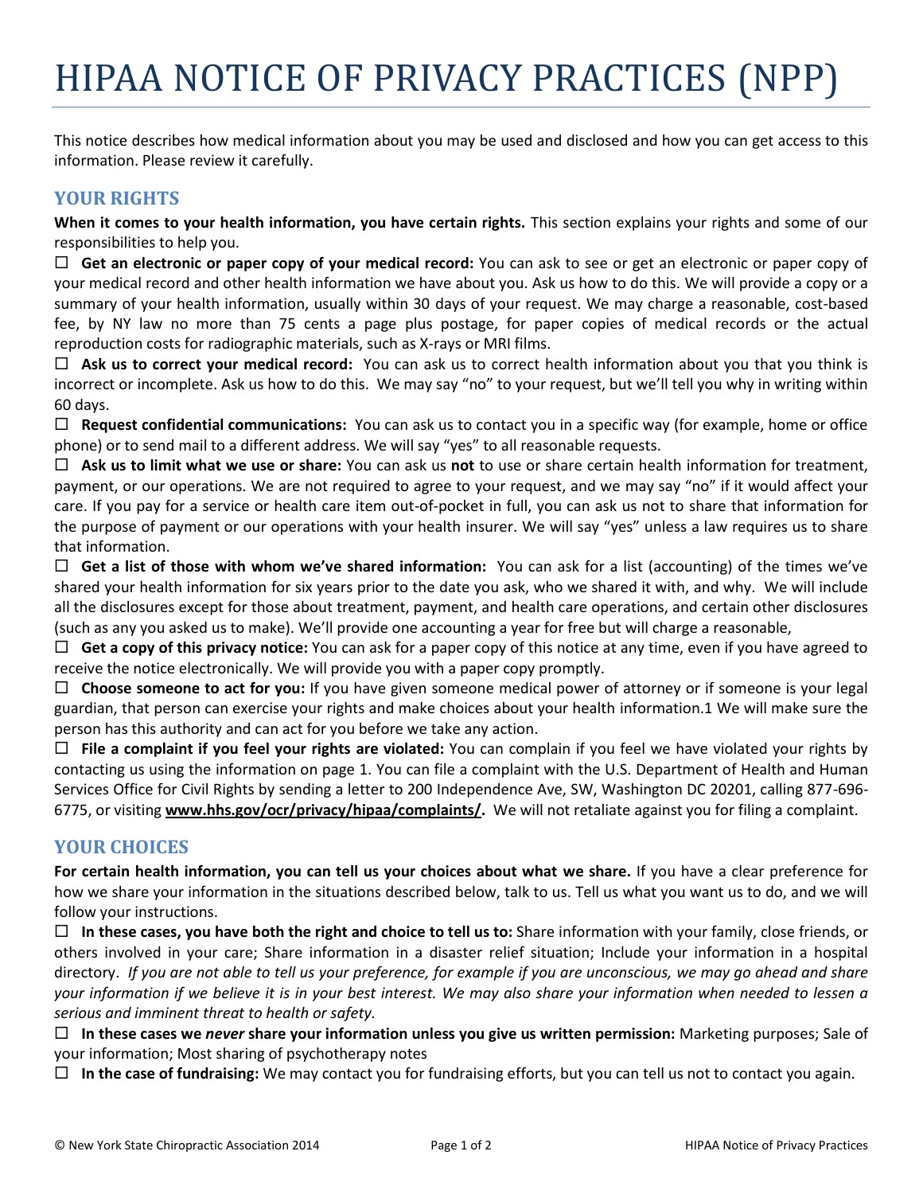# HIPAA NOTICE OF PRIVACY PRACTICES (NPP)

This notice describes how medical information about you may be used and disclosed and how you can get access to this information. Please review it carefully.

## YOUR RIGHTS

**When it comes to your health information, you have certain rights.** This section explains your rights and some of our responsibilities to help you.

☐ **Get an electronic or paper copy of your medical record:** You can ask to see or get an electronic or paper copy of your medical record and other health information we have about you. Ask us how to do this. We will provide a copy or a summary of your health information, usually within 30 days of your request. We may charge a reasonable, cost-based fee, by NY law no more than 75 cents a page plus postage, for paper copies of medical records or the actual reproduction costs for radiographic materials, such as X-rays or MRI films.

☐ **Ask us to correct your medical record:** You can ask us to correct health information about you that you think is incorrect or incomplete. Ask us how to do this. We may say "no" to your request, but we'll tell you why in writing within 60 days.

☐ **Request confidential communications:** You can ask us to contact you in a specific way (for example, home or office phone) or to send mail to a different address. We will say "yes" to all reasonable requests.

☐ **Ask us to limit what we use or share:** You can ask us **not** to use or share certain health information for treatment, payment, or our operations. We are not required to agree to your request, and we may say "no" if it would affect your care. If you pay for a service or health care item out-of-pocket in full, you can ask us not to share that information for the purpose of payment or our operations with your health insurer. We will say "yes" unless a law requires us to share that information.

☐ **Get a list of those with whom we've shared information:** You can ask for a list (accounting) of the times we've shared your health information for six years prior to the date you ask, who we shared it with, and why. We will include all the disclosures except for those about treatment, payment, and health care operations, and certain other disclosures (such as any you asked us to make). We'll provide one accounting a year for free but will charge a reasonable,

☐ **Get a copy of this privacy notice:** You can ask for a paper copy of this notice at any time, even if you have agreed to receive the notice electronically. We will provide you with a paper copy promptly.

☐ **Choose someone to act for you:** If you have given someone medical power of attorney or if someone is your legal guardian, that person can exercise your rights and make choices about your health information.1 We will make sure the person has this authority and can act for you before we take any action.

☐ **File a complaint if you feel your rights are violated:** You can complain if you feel we have violated your rights by contacting us using the information on page 1. You can file a complaint with the U.S. Department of Health and Human Services Office for Civil Rights by sending a letter to 200 Independence Ave, SW, Washington DC 20201, calling 877-696-6775, or visiting **www.hhs.gov/ocr/privacy/hipaa/complaints/.** We will not retaliate against you for filing a complaint.

## YOUR CHOICES

**For certain health information, you can tell us your choices about what we share.** If you have a clear preference for how we share your information in the situations described below, talk to us. Tell us what you want us to do, and we will follow your instructions.

☐ **In these cases, you have both the right and choice to tell us to:** Share information with your family, close friends, or others involved in your care; Share information in a disaster relief situation; Include your information in a hospital directory. *If you are not able to tell us your preference, for example if you are unconscious, we may go ahead and share your information if we believe it is in your best interest. We may also share your information when needed to lessen a serious and imminent threat to health or safety.*

☐ **In these cases we *never* share your information unless you give us written permission:** Marketing purposes; Sale of your information; Most sharing of psychotherapy notes

☐ **In the case of fundraising:** We may contact you for fundraising efforts, but you can tell us not to contact you again.

© New York State Chiropractic Association 2014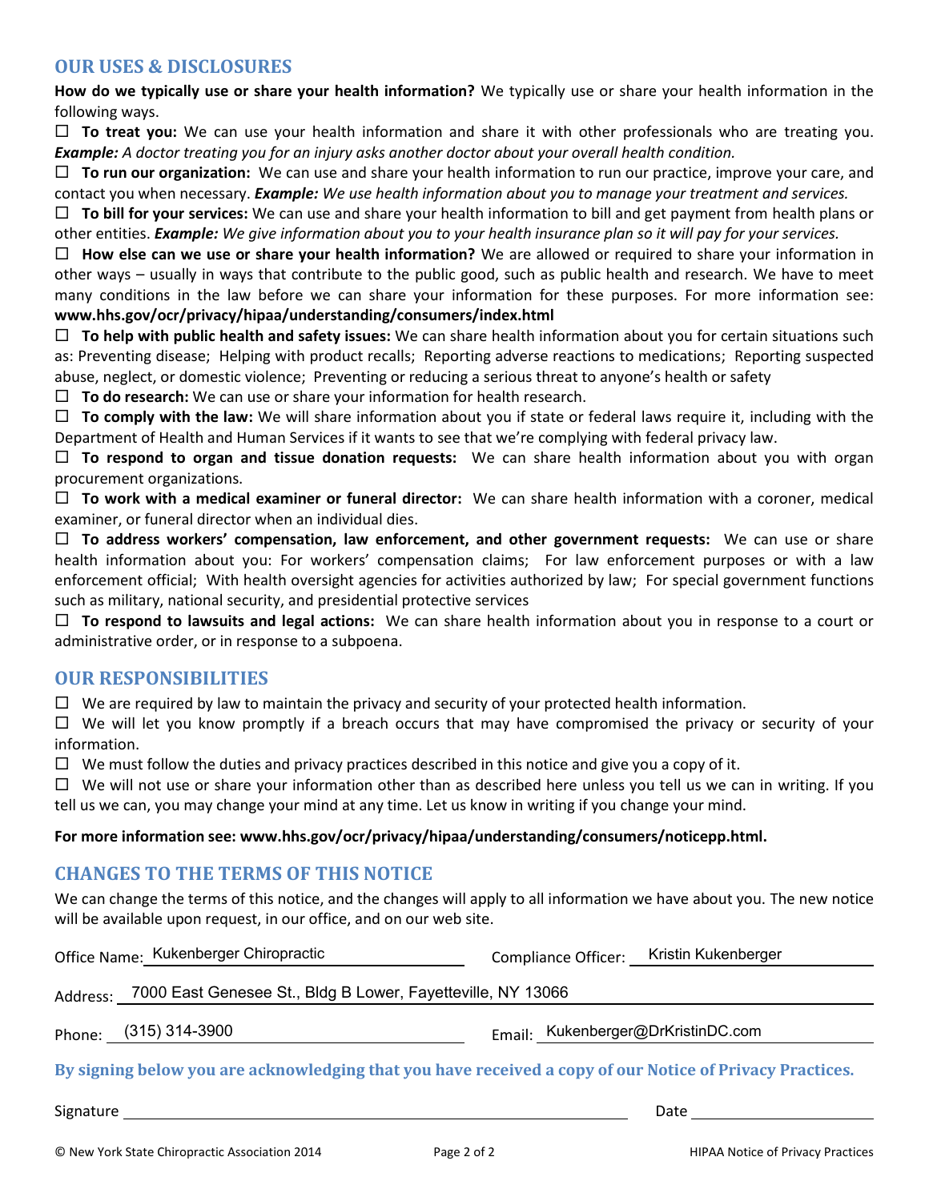## OUR USES & DISCLOSURES

**How do we typically use or share your health information?** We typically use or share your health information in the following ways.

☐ **To treat you:** We can use your health information and share it with other professionals who are treating you. ***Example:*** *A doctor treating you for an injury asks another doctor about your overall health condition.*

☐ **To run our organization:** We can use and share your health information to run our practice, improve your care, and contact you when necessary. ***Example:*** *We use health information about you to manage your treatment and services.*

☐ **To bill for your services:** We can use and share your health information to bill and get payment from health plans or other entities. ***Example:*** *We give information about you to your health insurance plan so it will pay for your services.*

☐ **How else can we use or share your health information?** We are allowed or required to share your information in other ways – usually in ways that contribute to the public good, such as public health and research. We have to meet many conditions in the law before we can share your information for these purposes. For more information see: **www.hhs.gov/ocr/privacy/hipaa/understanding/consumers/index.html**

☐ **To help with public health and safety issues:** We can share health information about you for certain situations such as: Preventing disease; Helping with product recalls; Reporting adverse reactions to medications; Reporting suspected abuse, neglect, or domestic violence; Preventing or reducing a serious threat to anyone's health or safety

☐ **To do research:** We can use or share your information for health research.

☐ **To comply with the law:** We will share information about you if state or federal laws require it, including with the Department of Health and Human Services if it wants to see that we're complying with federal privacy law.

☐ **To respond to organ and tissue donation requests:** We can share health information about you with organ procurement organizations.

☐ **To work with a medical examiner or funeral director:** We can share health information with a coroner, medical examiner, or funeral director when an individual dies.

☐ **To address workers' compensation, law enforcement, and other government requests:** We can use or share health information about you: For workers' compensation claims; For law enforcement purposes or with a law enforcement official; With health oversight agencies for activities authorized by law; For special government functions such as military, national security, and presidential protective services

☐ **To respond to lawsuits and legal actions:** We can share health information about you in response to a court or administrative order, or in response to a subpoena.

## OUR RESPONSIBILITIES

☐ We are required by law to maintain the privacy and security of your protected health information.

☐ We will let you know promptly if a breach occurs that may have compromised the privacy or security of your information.

☐ We must follow the duties and privacy practices described in this notice and give you a copy of it.

☐ We will not use or share your information other than as described here unless you tell us we can in writing. If you tell us we can, you may change your mind at any time. Let us know in writing if you change your mind.

**For more information see: www.hhs.gov/ocr/privacy/hipaa/understanding/consumers/noticepp.html.**

## CHANGES TO THE TERMS OF THIS NOTICE

We can change the terms of this notice, and the changes will apply to all information we have about you. The new notice will be available upon request, in our office, and on our web site.

Office Name: Kukenberger Chiropractic

Compliance Officer: Kristin Kukenberger

Address: 7000 East Genesee St., Bldg B Lower, Fayetteville, NY 13066

Phone: (315) 314-3900

Email: Kukenberger@DrKristinDC.com

**By signing below you are acknowledging that you have received a copy of our Notice of Privacy Practices.**

Signature ______________________________ Date ____________

© New York State Chiropractic Association 2014